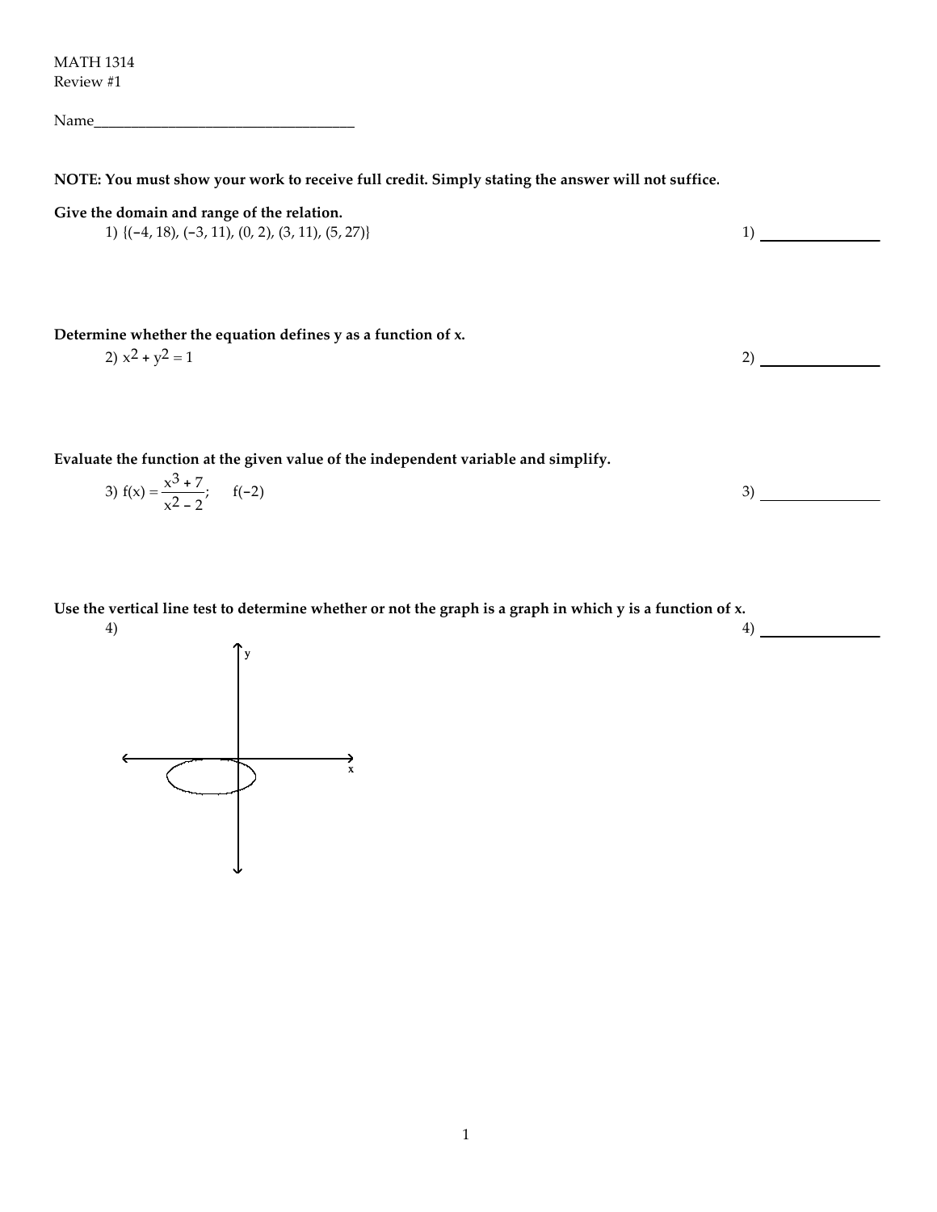MATH 1314
Review #1

Name___________________________________

**NOTE: You must show your work to receive full credit. Simply stating the answer will not suffice.**

**Give the domain and range of the relation.**

1) $\{(-4, 18), (-3, 11), (0, 2), (3, 11), (5, 27)\}$ 1) _______________

**Determine whether the equation defines y as a function of x.**

2) $x^2 + y^2 = 1$ 2) _______________

**Evaluate the function at the given value of the independent variable and simplify.**

3) $f(x) = \dfrac{x^3 + 7}{x^2 - 2}$; $f(-2)$ 3) _______________

**Use the vertical line test to determine whether or not the graph is a graph in which y is a function of x.**

4) 4) _______________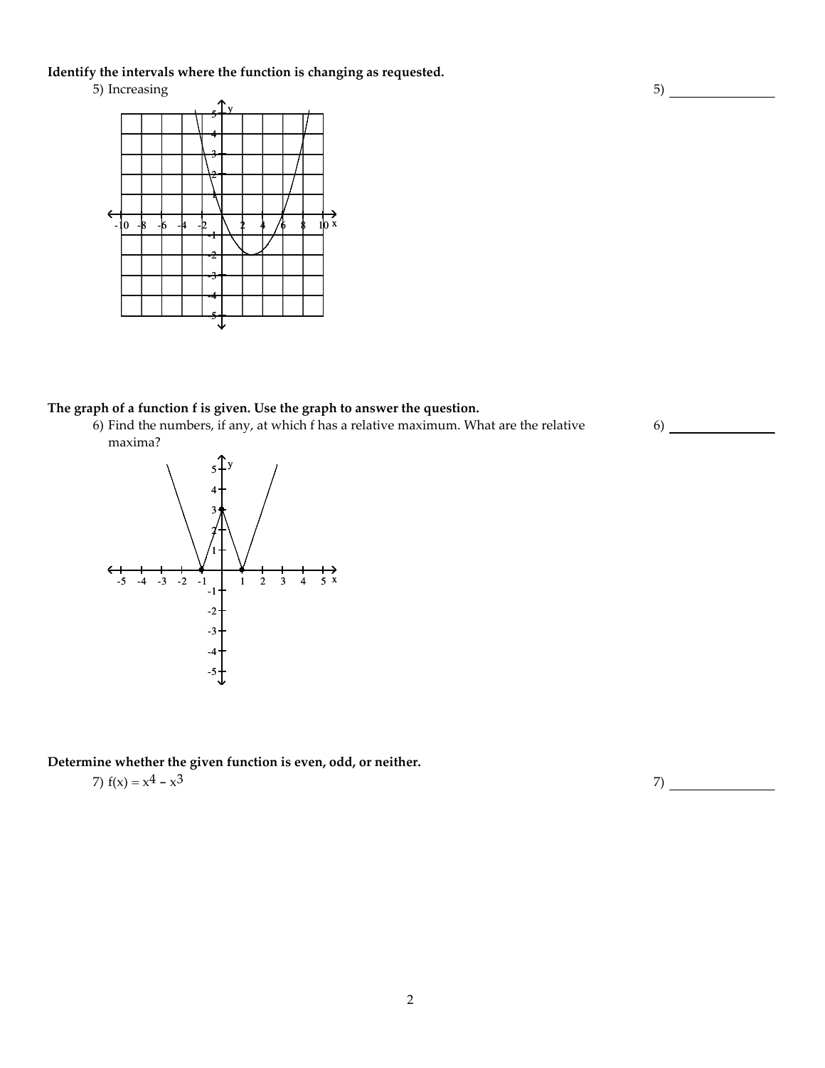**Identify the intervals where the function is changing as requested.**

5) Increasing

5) _______________

**The graph of a function f is given. Use the graph to answer the question.**

6) Find the numbers, if any, at which f has a relative maximum. What are the relative maxima?

6) _______________

**Determine whether the given function is even, odd, or neither.**

7) $f(x) = x^4 - x^3$

7) _______________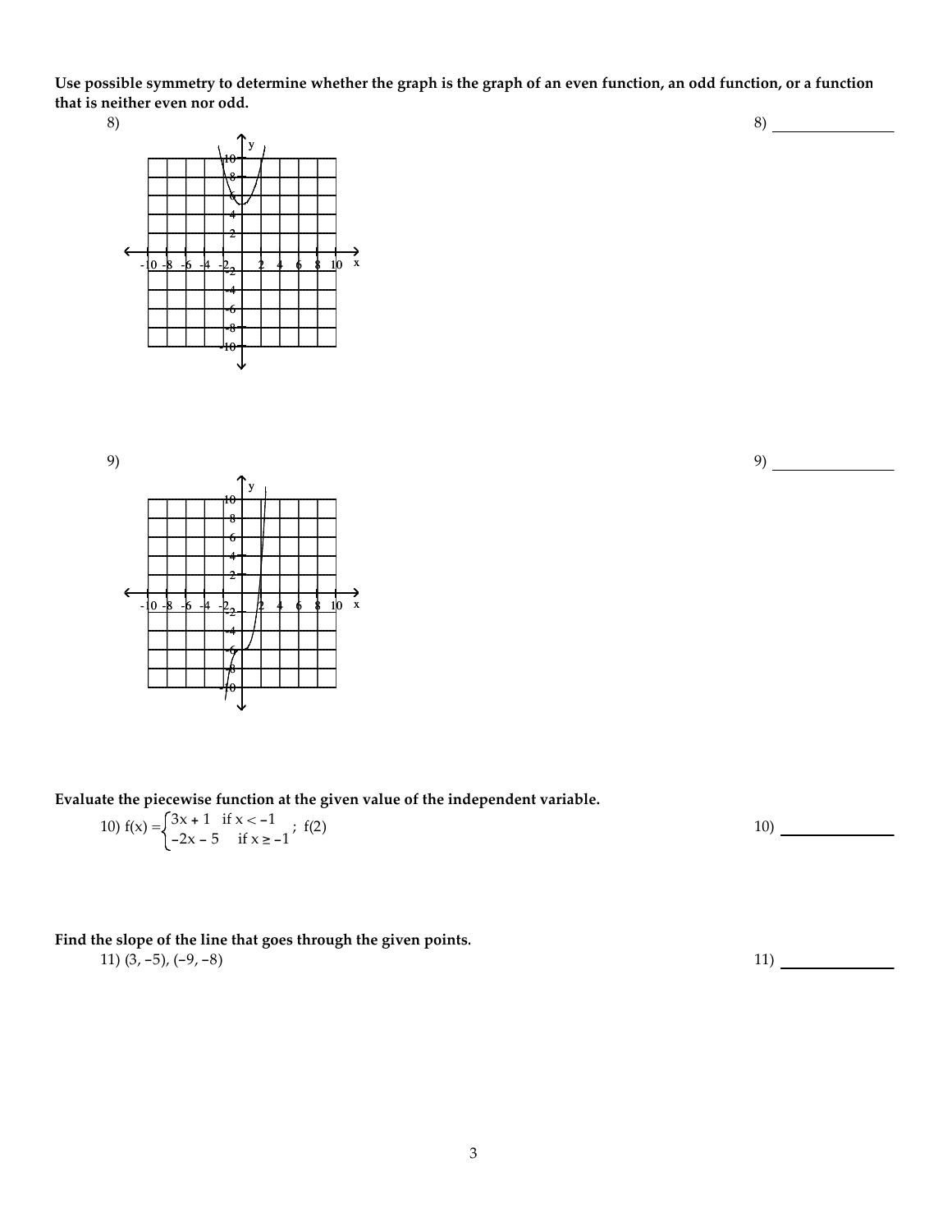**Use possible symmetry to determine whether the graph is the graph of an even function, an odd function, or a function that is neither even nor odd.**

8) 8) _______________

9) 9) _______________

**Evaluate the piecewise function at the given value of the independent variable.**

10) $f(x) = \begin{cases} 3x + 1 & \text{if } x < -1 \\ -2x - 5 & \text{if } x \geq -1 \end{cases}$; $f(2)$ 10) _______________

**Find the slope of the line that goes through the given points.**

11) $(3, -5)$, $(-9, -8)$ 11) _______________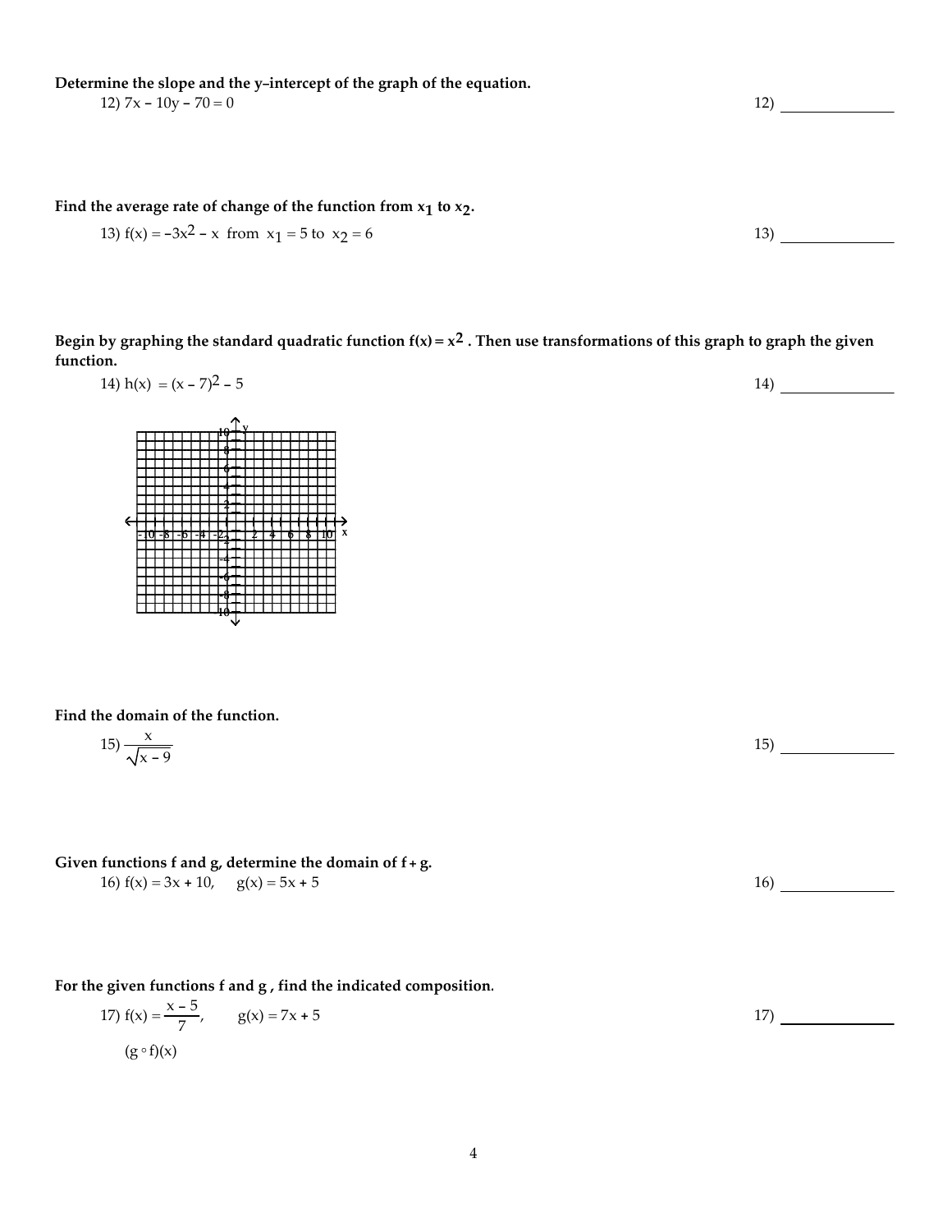**Determine the slope and the y–intercept of the graph of the equation.**

12) $7x - 10y - 70 = 0$ 12) ______________

**Find the average rate of change of the function from $x_1$ to $x_2$.**

13) $f(x) = -3x^2 - x$ from $x_1 = 5$ to $x_2 = 6$ 13) ______________

**Begin by graphing the standard quadratic function $f(x) = x^2$. Then use transformations of this graph to graph the given function.**

14) $h(x) = (x - 7)^2 - 5$ 14) ______________

**Find the domain of the function.**

15) $\dfrac{x}{\sqrt{x - 9}}$ 15) ______________

**Given functions f and g, determine the domain of f + g.**

16) $f(x) = 3x + 10$, $g(x) = 5x + 5$ 16) ______________

**For the given functions f and g , find the indicated composition.**

17) $f(x) = \dfrac{x - 5}{7}$, $g(x) = 7x + 5$ 17) ______________

$(g \circ f)(x)$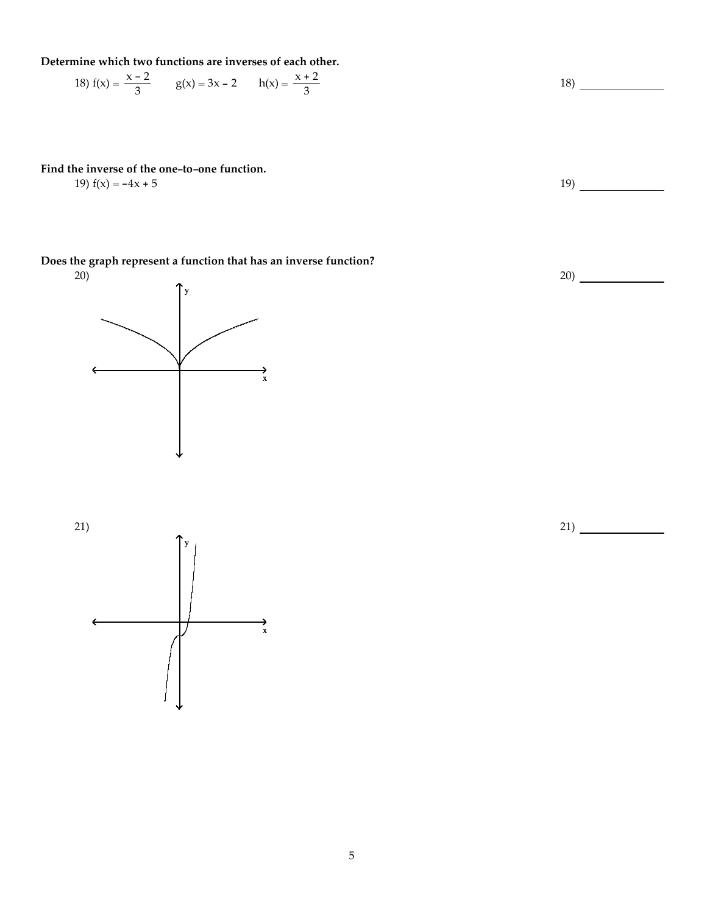**Determine which two functions are inverses of each other.**

18) $f(x) = \dfrac{x - 2}{3}$  $g(x) = 3x - 2$  $h(x) = \dfrac{x + 2}{3}$

18) ______________

**Find the inverse of the one-to-one function.**

19) $f(x) = -4x + 5$

19) ______________

**Does the graph represent a function that has an inverse function?**

20)

20) ______________

21)

21) ______________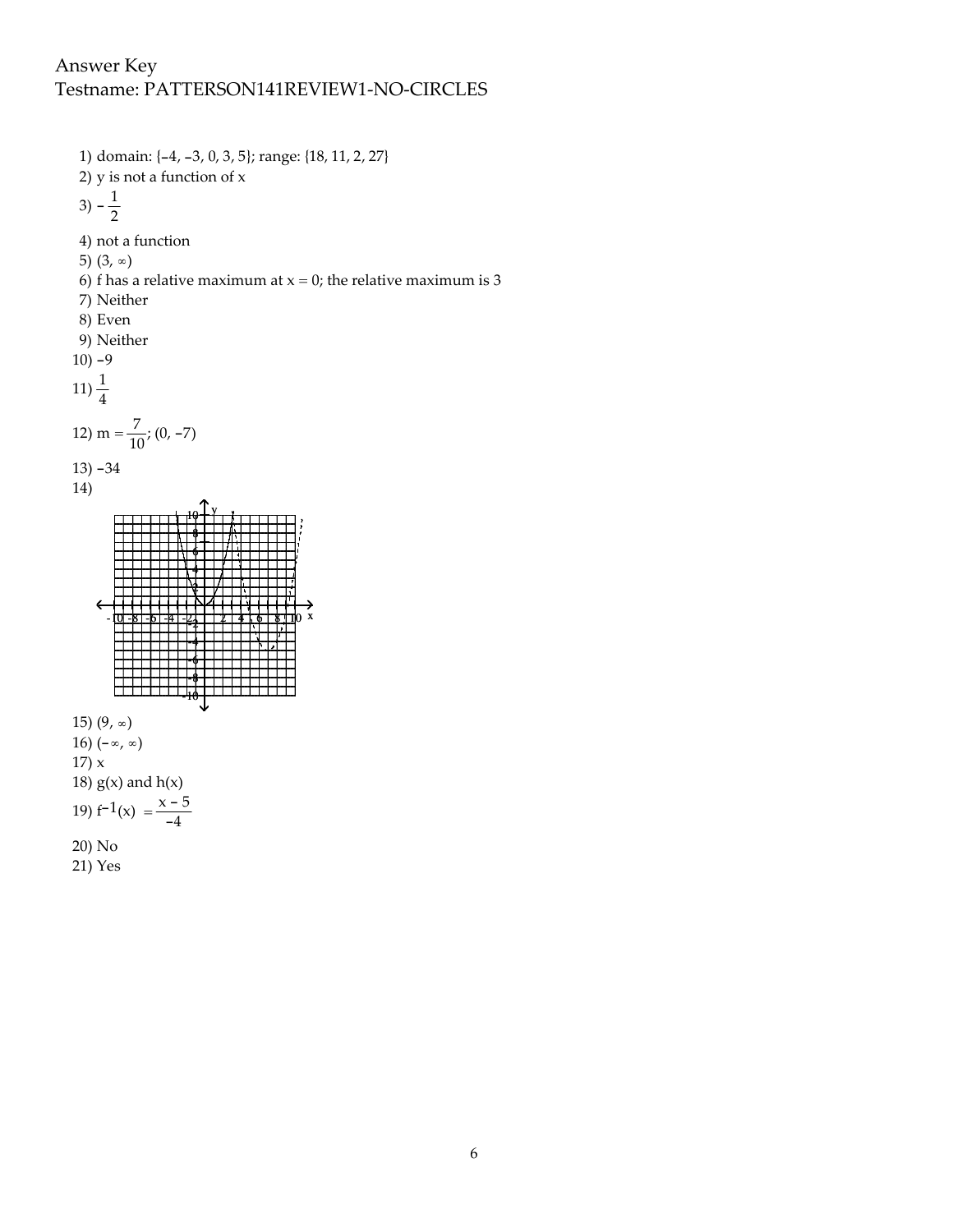Answer Key
Testname: PATTERSON141REVIEW1-NO-CIRCLES

1) domain: $\{-4, -3, 0, 3, 5\}$; range: $\{18, 11, 2, 27\}$
2) y is not a function of x
3) $-\frac{1}{2}$
4) not a function
5) $(3, \infty)$
6) f has a relative maximum at $x = 0$; the relative maximum is 3
7) Neither
8) Even
9) Neither
10) $-9$
11) $\frac{1}{4}$
12) $m = \frac{7}{10}$; $(0, -7)$
13) $-34$
14)

y
10
8
6
4
2
-10 -8 -6 -4 -2 2 4 6 8 10 x
-2
-4
-6
-8
-10

15) $(9, \infty)$
16) $(-\infty, \infty)$
17) x
18) g(x) and h(x)
19) $f^{-1}(x) = \frac{x - 5}{-4}$
20) No
21) Yes